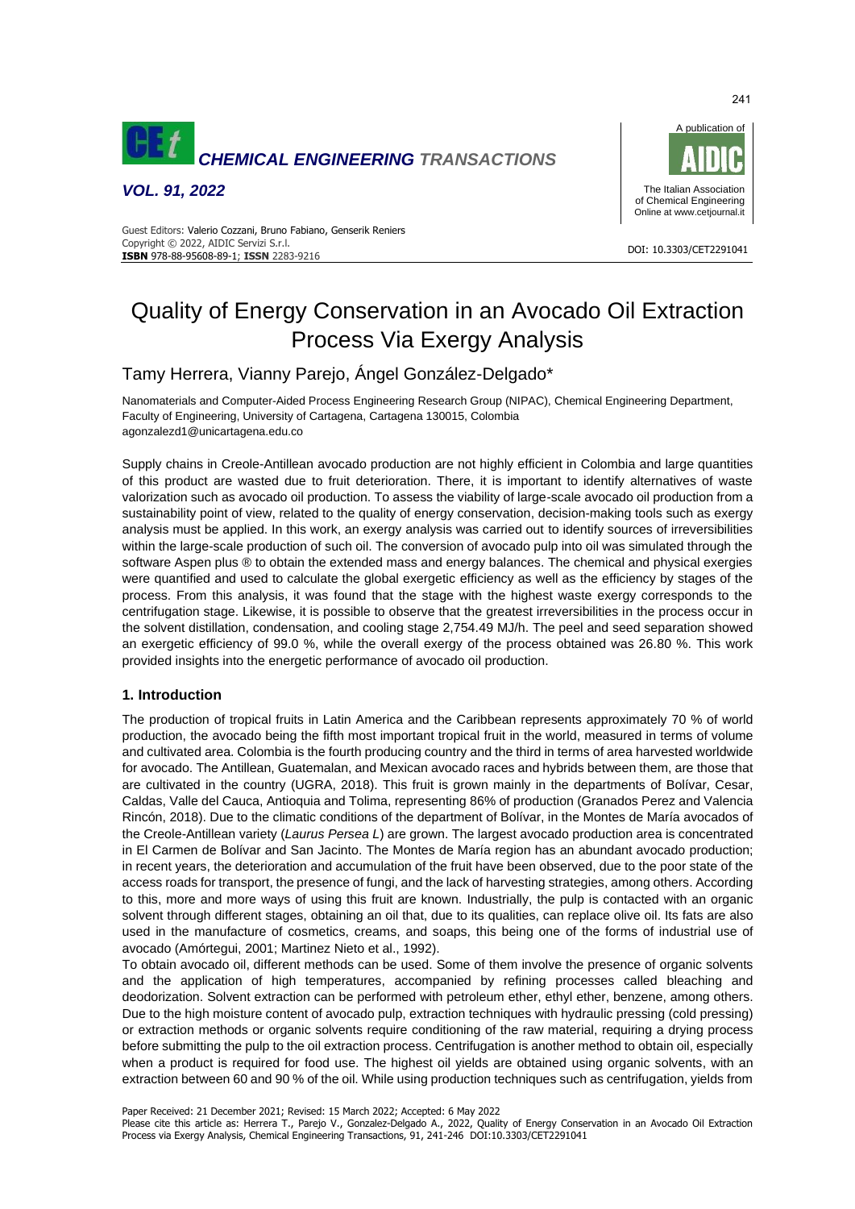# Quality of Energy Conservation in an Avocado Oil Extraction Process Via Exergy Analysis

Tamy Herrera, Vianny Parejo, Ángel González-Delgado*

Nanomaterials and Computer-Aided Process Engineering Research Group (NIPAC), Chemical Engineering Department, Faculty of Engineering, University of Cartagena, Cartagena 130015, Colombia
agonzalezd1@unicartagena.edu.co

Supply chains in Creole-Antillean avocado production are not highly efficient in Colombia and large quantities of this product are wasted due to fruit deterioration. There, it is important to identify alternatives of waste valorization such as avocado oil production. To assess the viability of large-scale avocado oil production from a sustainability point of view, related to the quality of energy conservation, decision-making tools such as exergy analysis must be applied. In this work, an exergy analysis was carried out to identify sources of irreversibilities within the large-scale production of such oil. The conversion of avocado pulp into oil was simulated through the software Aspen plus ® to obtain the extended mass and energy balances. The chemical and physical exergies were quantified and used to calculate the global exergetic efficiency as well as the efficiency by stages of the process. From this analysis, it was found that the stage with the highest waste exergy corresponds to the centrifugation stage. Likewise, it is possible to observe that the greatest irreversibilities in the process occur in the solvent distillation, condensation, and cooling stage 2,754.49 MJ/h. The peel and seed separation showed an exergetic efficiency of 99.0 %, while the overall exergy of the process obtained was 26.80 %. This work provided insights into the energetic performance of avocado oil production.

## 1. Introduction

The production of tropical fruits in Latin America and the Caribbean represents approximately 70 % of world production, the avocado being the fifth most important tropical fruit in the world, measured in terms of volume and cultivated area. Colombia is the fourth producing country and the third in terms of area harvested worldwide for avocado. The Antillean, Guatemalan, and Mexican avocado races and hybrids between them, are those that are cultivated in the country (UGRA, 2018). This fruit is grown mainly in the departments of Bolívar, Cesar, Caldas, Valle del Cauca, Antioquia and Tolima, representing 86% of production (Granados Perez and Valencia Rincón, 2018). Due to the climatic conditions of the department of Bolívar, in the Montes de María avocados of the Creole-Antillean variety (*Laurus Persea L*) are grown. The largest avocado production area is concentrated in El Carmen de Bolívar and San Jacinto. The Montes de María region has an abundant avocado production; in recent years, the deterioration and accumulation of the fruit have been observed, due to the poor state of the access roads for transport, the presence of fungi, and the lack of harvesting strategies, among others. According to this, more and more ways of using this fruit are known. Industrially, the pulp is contacted with an organic solvent through different stages, obtaining an oil that, due to its qualities, can replace olive oil. Its fats are also used in the manufacture of cosmetics, creams, and soaps, this being one of the forms of industrial use of avocado (Amórtegui, 2001; Martinez Nieto et al., 1992).

To obtain avocado oil, different methods can be used. Some of them involve the presence of organic solvents and the application of high temperatures, accompanied by refining processes called bleaching and deodorization. Solvent extraction can be performed with petroleum ether, ethyl ether, benzene, among others. Due to the high moisture content of avocado pulp, extraction techniques with hydraulic pressing (cold pressing) or extraction methods or organic solvents require conditioning of the raw material, requiring a drying process before submitting the pulp to the oil extraction process. Centrifugation is another method to obtain oil, especially when a product is required for food use. The highest oil yields are obtained using organic solvents, with an extraction between 60 and 90 % of the oil. While using production techniques such as centrifugation, yields from

Paper Received: 21 December 2021; Revised: 15 March 2022; Accepted: 6 May 2022

Please cite this article as: Herrera T., Parejo V., Gonzalez-Delgado A., 2022, Quality of Energy Conservation in an Avocado Oil Extraction Process via Exergy Analysis, Chemical Engineering Transactions, 91, 241-246 DOI:10.3303/CET2291041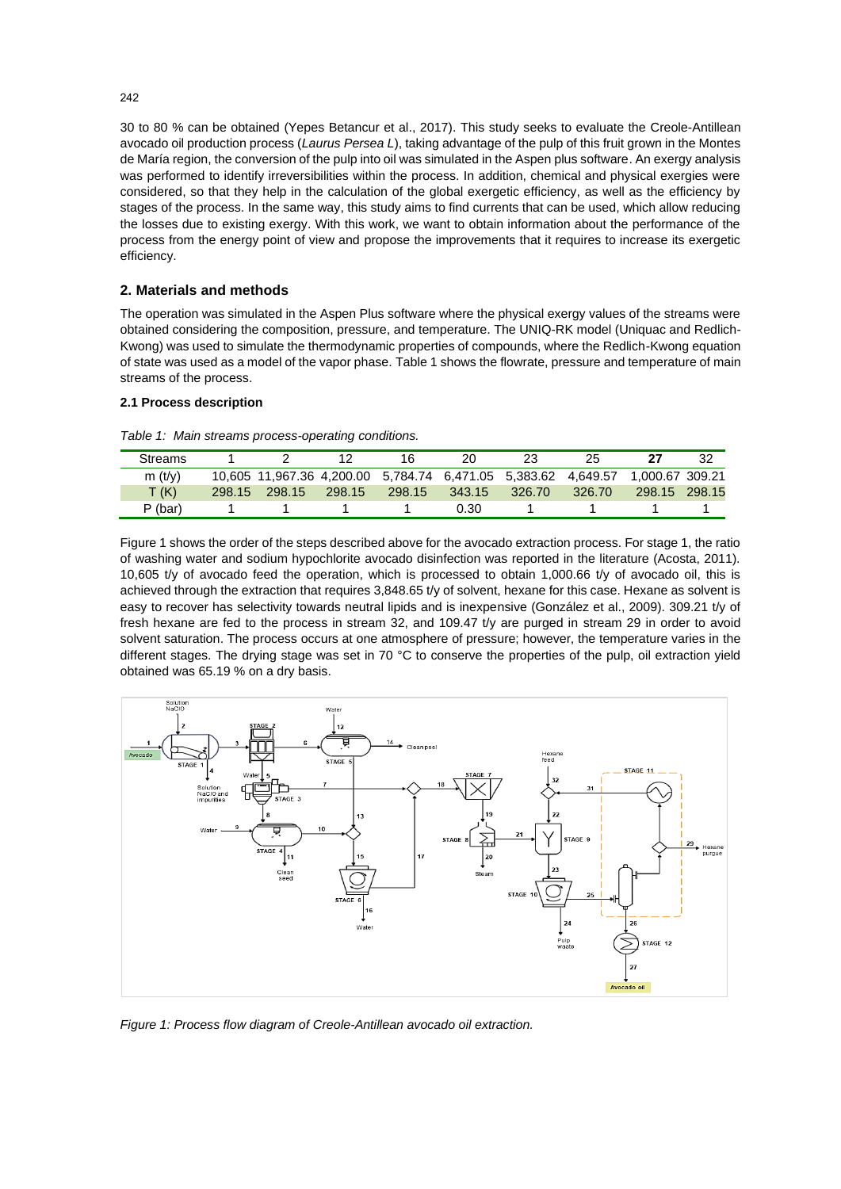30 to 80 % can be obtained (Yepes Betancur et al., 2017). This study seeks to evaluate the Creole-Antillean avocado oil production process (*Laurus Persea L*), taking advantage of the pulp of this fruit grown in the Montes de María region, the conversion of the pulp into oil was simulated in the Aspen plus software. An exergy analysis was performed to identify irreversibilities within the process. In addition, chemical and physical exergies were considered, so that they help in the calculation of the global exergetic efficiency, as well as the efficiency by stages of the process. In the same way, this study aims to find currents that can be used, which allow reducing the losses due to existing exergy. With this work, we want to obtain information about the performance of the process from the energy point of view and propose the improvements that it requires to increase its exergetic efficiency.

## 2. Materials and methods

The operation was simulated in the Aspen Plus software where the physical exergy values of the streams were obtained considering the composition, pressure, and temperature. The UNIQ-RK model (Uniquac and Redlich-Kwong) was used to simulate the thermodynamic properties of compounds, where the Redlich-Kwong equation of state was used as a model of the vapor phase. Table 1 shows the flowrate, pressure and temperature of main streams of the process.

### 2.1 Process description

*Table 1: Main streams process-operating conditions.*

| Streams | 1 | 2 | 12 | 16 | 20 | 23 | 25 | **27** | 32 |
|---|---|---|---|---|---|---|---|---|---|
| m (t/y) | 10,605 | 11,967.36 | 4,200.00 | 5,784.74 | 6,471.05 | 5,383.62 | 4,649.57 | 1,000.67 | 309.21 |
| T (K) | 298.15 | 298.15 | 298.15 | 298.15 | 343.15 | 326.70 | 326.70 | 298.15 | 298.15 |
| P (bar) | 1 | 1 | 1 | 1 | 0.30 | 1 | 1 | 1 | 1 |

Figure 1 shows the order of the steps described above for the avocado extraction process. For stage 1, the ratio of washing water and sodium hypochlorite avocado disinfection was reported in the literature (Acosta, 2011). 10,605 t/y of avocado feed the operation, which is processed to obtain 1,000.66 t/y of avocado oil, this is achieved through the extraction that requires 3,848.65 t/y of solvent, hexane for this case. Hexane as solvent is easy to recover has selectivity towards neutral lipids and is inexpensive (González et al., 2009). 309.21 t/y of fresh hexane are fed to the process in stream 32, and 109.47 t/y are purged in stream 29 in order to avoid solvent saturation. The process occurs at one atmosphere of pressure; however, the temperature varies in the different stages. The drying stage was set in 70 °C to conserve the properties of the pulp, oil extraction yield obtained was 65.19 % on a dry basis.

*Figure 1: Process flow diagram of Creole-Antillean avocado oil extraction.*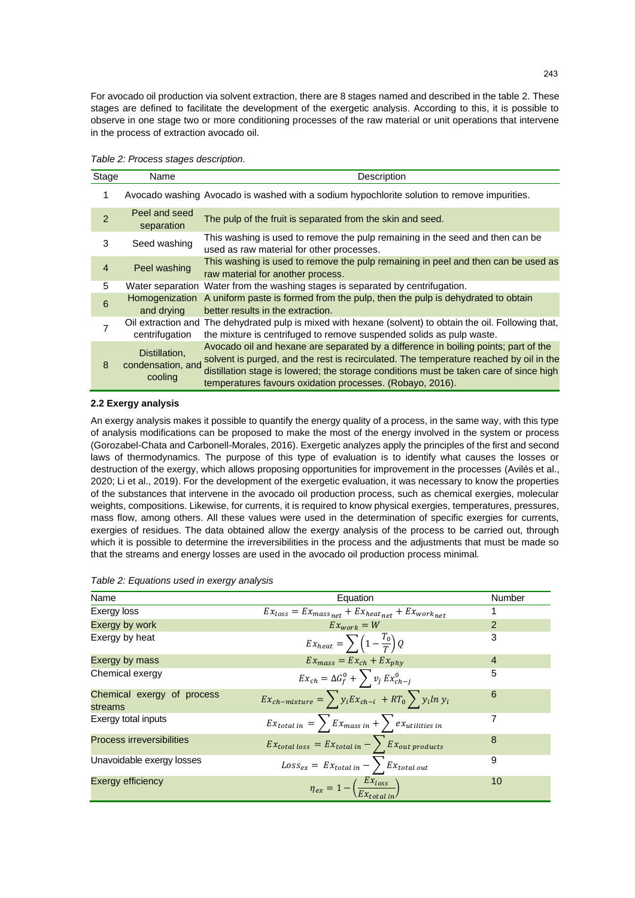For avocado oil production via solvent extraction, there are 8 stages named and described in the table 2. These stages are defined to facilitate the development of the exergetic analysis. According to this, it is possible to observe in one stage two or more conditioning processes of the raw material or unit operations that intervene in the process of extraction avocado oil.

*Table 2: Process stages description.*

| Stage | Name | Description |
|---|---|---|
| 1 | Avocado washing | Avocado is washed with a sodium hypochlorite solution to remove impurities. |
| 2 | Peel and seed separation | The pulp of the fruit is separated from the skin and seed. |
| 3 | Seed washing | This washing is used to remove the pulp remaining in the seed and then can be used as raw material for other processes. |
| 4 | Peel washing | This washing is used to remove the pulp remaining in peel and then can be used as raw material for another process. |
| 5 | Water separation | Water from the washing stages is separated by centrifugation. |
| 6 | Homogenization and drying | A uniform paste is formed from the pulp, then the pulp is dehydrated to obtain better results in the extraction. |
| 7 | Oil extraction and centrifugation | The dehydrated pulp is mixed with hexane (solvent) to obtain the oil. Following that, the mixture is centrifuged to remove suspended solids as pulp waste. |
| 8 | Distillation, condensation, and cooling | Avocado oil and hexane are separated by a difference in boiling points; part of the solvent is purged, and the rest is recirculated. The temperature reached by oil in the distillation stage is lowered; the storage conditions must be taken care of since high temperatures favours oxidation processes. (Robayo, 2016). |

### 2.2 Exergy analysis

An exergy analysis makes it possible to quantify the energy quality of a process, in the same way, with this type of analysis modifications can be proposed to make the most of the energy involved in the system or process (Gorozabel-Chata and Carbonell-Morales, 2016). Exergetic analyzes apply the principles of the first and second laws of thermodynamics. The purpose of this type of evaluation is to identify what causes the losses or destruction of the exergy, which allows proposing opportunities for improvement in the processes (Avilés et al., 2020; Li et al., 2019). For the development of the exergetic evaluation, it was necessary to know the properties of the substances that intervene in the avocado oil production process, such as chemical exergies, molecular weights, compositions. Likewise, for currents, it is required to know physical exergies, temperatures, pressures, mass flow, among others. All these values were used in the determination of specific exergies for currents, exergies of residues. The data obtained allow the exergy analysis of the process to be carried out, through which it is possible to determine the irreversibilities in the process and the adjustments that must be made so that the streams and energy losses are used in the avocado oil production process minimal.

*Table 2: Equations used in exergy analysis*

| Name | Equation | Number |
|---|---|---|
| Exergy loss | $Ex_{loss} = Ex_{mass_{net}} + Ex_{heat_{net}} + Ex_{work_{net}}$ | 1 |
| Exergy by work | $Ex_{work} = W$ | 2 |
| Exergy by heat | $Ex_{heat} = \sum \left(1 - \frac{T_0}{T}\right) Q$ | 3 |
| Exergy by mass | $Ex_{mass} = Ex_{ch} + Ex_{phy}$ | 4 |
| Chemical exergy | $Ex_{ch} = \Delta G_f^0 + \sum v_j \, Ex_{ch-j}^0$ | 5 |
| Chemical exergy of process streams | $Ex_{ch-mixture} = \sum y_i Ex_{ch-i} + RT_0 \sum y_i ln \, y_i$ | 6 |
| Exergy total inputs | $Ex_{total\ in} = \sum Ex_{mass\ in} + \sum ex_{utilities\ in}$ | 7 |
| Process irreversibilities | $Ex_{total\ loss} = Ex_{total\ in} - \sum Ex_{out\ products}$ | 8 |
| Unavoidable exergy losses | $Loss_{ex} = Ex_{total\ in} - \sum Ex_{total\ out}$ | 9 |
| Exergy efficiency | $\eta_{ex} = 1 - \left(\frac{Ex_{loss}}{Ex_{total\ in}}\right)$ | 10 |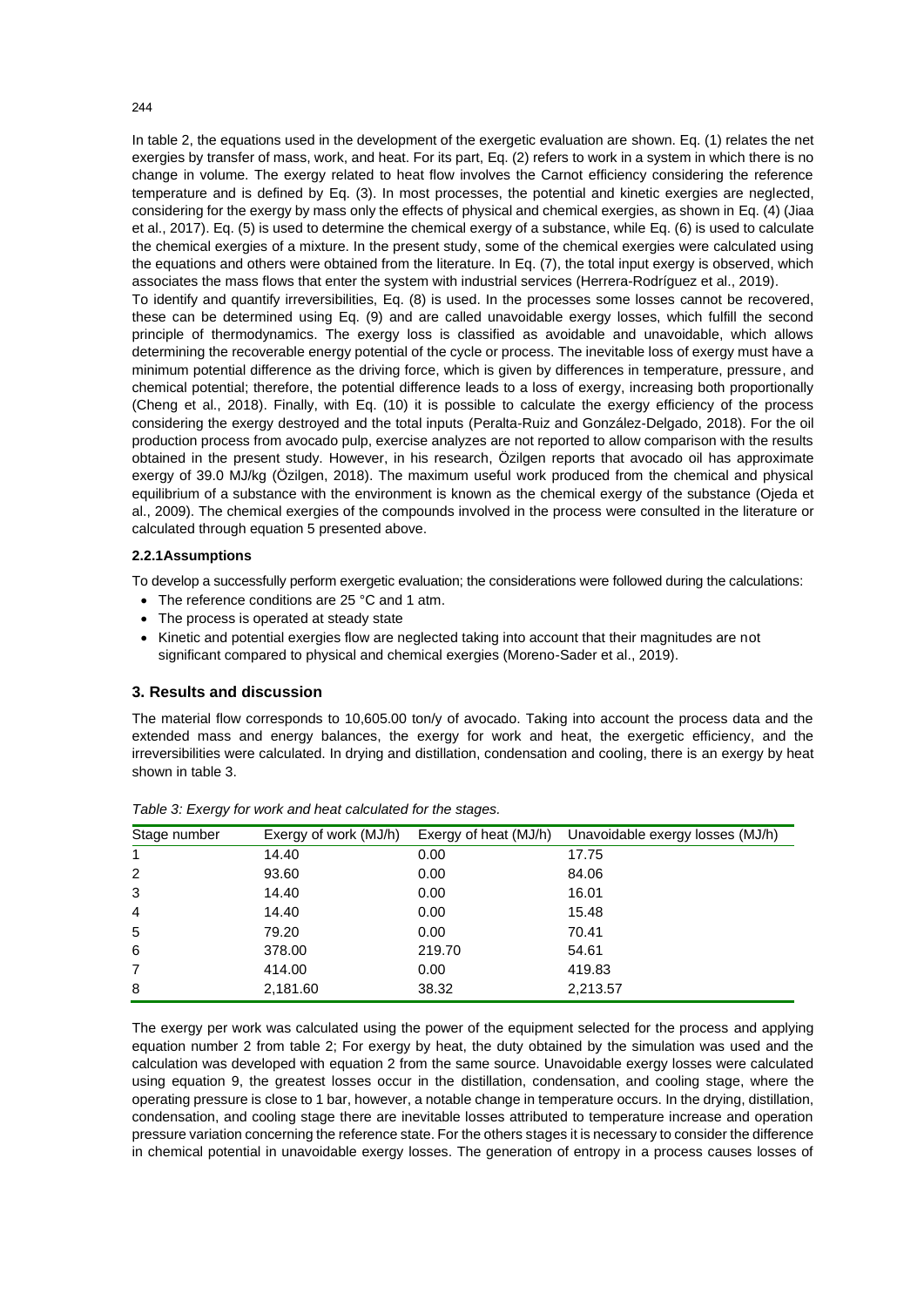In table 2, the equations used in the development of the exergetic evaluation are shown. Eq. (1) relates the net exergies by transfer of mass, work, and heat. For its part, Eq. (2) refers to work in a system in which there is no change in volume. The exergy related to heat flow involves the Carnot efficiency considering the reference temperature and is defined by Eq. (3). In most processes, the potential and kinetic exergies are neglected, considering for the exergy by mass only the effects of physical and chemical exergies, as shown in Eq. (4) (Jiaa et al., 2017). Eq. (5) is used to determine the chemical exergy of a substance, while Eq. (6) is used to calculate the chemical exergies of a mixture. In the present study, some of the chemical exergies were calculated using the equations and others were obtained from the literature. In Eq. (7), the total input exergy is observed, which associates the mass flows that enter the system with industrial services (Herrera-Rodríguez et al., 2019).

To identify and quantify irreversibilities, Eq. (8) is used. In the processes some losses cannot be recovered, these can be determined using Eq. (9) and are called unavoidable exergy losses, which fulfill the second principle of thermodynamics. The exergy loss is classified as avoidable and unavoidable, which allows determining the recoverable energy potential of the cycle or process. The inevitable loss of exergy must have a minimum potential difference as the driving force, which is given by differences in temperature, pressure, and chemical potential; therefore, the potential difference leads to a loss of exergy, increasing both proportionally (Cheng et al., 2018). Finally, with Eq. (10) it is possible to calculate the exergy efficiency of the process considering the exergy destroyed and the total inputs (Peralta-Ruiz and González-Delgado, 2018). For the oil production process from avocado pulp, exercise analyzes are not reported to allow comparison with the results obtained in the present study. However, in his research, Özilgen reports that avocado oil has approximate exergy of 39.0 MJ/kg (Özilgen, 2018). The maximum useful work produced from the chemical and physical equilibrium of a substance with the environment is known as the chemical exergy of the substance (Ojeda et al., 2009). The chemical exergies of the compounds involved in the process were consulted in the literature or calculated through equation 5 presented above.

### 2.2.1Assumptions

To develop a successfully perform exergetic evaluation; the considerations were followed during the calculations:

- The reference conditions are 25 °C and 1 atm.
- The process is operated at steady state
- Kinetic and potential exergies flow are neglected taking into account that their magnitudes are not significant compared to physical and chemical exergies (Moreno-Sader et al., 2019).

## 3. Results and discussion

The material flow corresponds to 10,605.00 ton/y of avocado. Taking into account the process data and the extended mass and energy balances, the exergy for work and heat, the exergetic efficiency, and the irreversibilities were calculated. In drying and distillation, condensation and cooling, there is an exergy by heat shown in table 3.

*Table 3: Exergy for work and heat calculated for the stages.*

| Stage number | Exergy of work (MJ/h) | Exergy of heat (MJ/h) | Unavoidable exergy losses (MJ/h) |
|---|---|---|---|
| 1 | 14.40 | 0.00 | 17.75 |
| 2 | 93.60 | 0.00 | 84.06 |
| 3 | 14.40 | 0.00 | 16.01 |
| 4 | 14.40 | 0.00 | 15.48 |
| 5 | 79.20 | 0.00 | 70.41 |
| 6 | 378.00 | 219.70 | 54.61 |
| 7 | 414.00 | 0.00 | 419.83 |
| 8 | 2,181.60 | 38.32 | 2,213.57 |

The exergy per work was calculated using the power of the equipment selected for the process and applying equation number 2 from table 2; For exergy by heat, the duty obtained by the simulation was used and the calculation was developed with equation 2 from the same source. Unavoidable exergy losses were calculated using equation 9, the greatest losses occur in the distillation, condensation, and cooling stage, where the operating pressure is close to 1 bar, however, a notable change in temperature occurs. In the drying, distillation, condensation, and cooling stage there are inevitable losses attributed to temperature increase and operation pressure variation concerning the reference state. For the others stages it is necessary to consider the difference in chemical potential in unavoidable exergy losses. The generation of entropy in a process causes losses of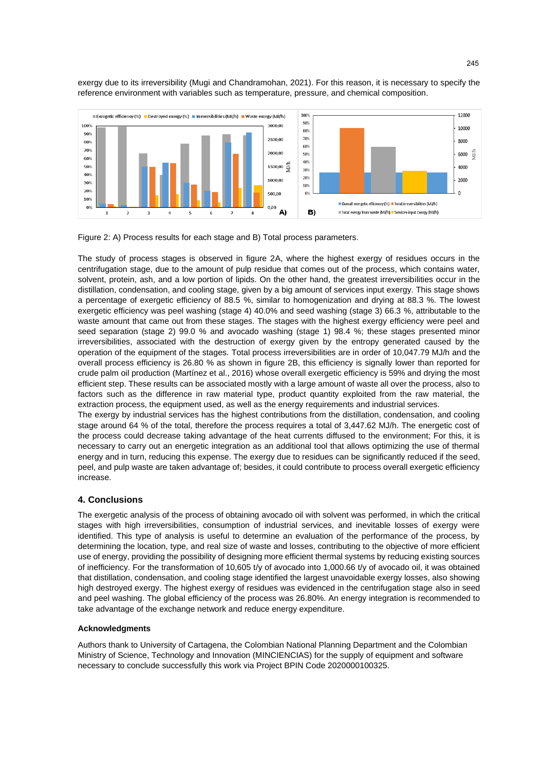exergy due to its irreversibility (Mugi and Chandramohan, 2021). For this reason, it is necessary to specify the reference environment with variables such as temperature, pressure, and chemical composition.

Figure 2: A) Process results for each stage and B) Total process parameters.

The study of process stages is observed in figure 2A, where the highest exergy of residues occurs in the centrifugation stage, due to the amount of pulp residue that comes out of the process, which contains water, solvent, protein, ash, and a low portion of lipids. On the other hand, the greatest irreversibilities occur in the distillation, condensation, and cooling stage, given by a big amount of services input exergy. This stage shows a percentage of exergetic efficiency of 88.5 %, similar to homogenization and drying at 88.3 %. The lowest exergetic efficiency was peel washing (stage 4) 40.0% and seed washing (stage 3) 66.3 %, attributable to the waste amount that came out from these stages. The stages with the highest exergy efficiency were peel and seed separation (stage 2) 99.0 % and avocado washing (stage 1) 98.4 %; these stages presented minor irreversibilities, associated with the destruction of exergy given by the entropy generated caused by the operation of the equipment of the stages. Total process irreversibilities are in order of 10,047.79 MJ/h and the overall process efficiency is 26.80 % as shown in figure 2B, this efficiency is signally lower than reported for crude palm oil production (Martínez et al., 2016) whose overall exergetic efficiency is 59% and drying the most efficient step. These results can be associated mostly with a large amount of waste all over the process, also to factors such as the difference in raw material type, product quantity exploited from the raw material, the extraction process, the equipment used, as well as the energy requirements and industrial services.

The exergy by industrial services has the highest contributions from the distillation, condensation, and cooling stage around 64 % of the total, therefore the process requires a total of 3,447.62 MJ/h. The energetic cost of the process could decrease taking advantage of the heat currents diffused to the environment; For this, it is necessary to carry out an energetic integration as an additional tool that allows optimizing the use of thermal energy and in turn, reducing this expense. The exergy due to residues can be significantly reduced if the seed, peel, and pulp waste are taken advantage of; besides, it could contribute to process overall exergetic efficiency increase.

## 4. Conclusions

The exergetic analysis of the process of obtaining avocado oil with solvent was performed, in which the critical stages with high irreversibilities, consumption of industrial services, and inevitable losses of exergy were identified. This type of analysis is useful to determine an evaluation of the performance of the process, by determining the location, type, and real size of waste and losses, contributing to the objective of more efficient use of energy, providing the possibility of designing more efficient thermal systems by reducing existing sources of inefficiency. For the transformation of 10,605 t/y of avocado into 1,000.66 t/y of avocado oil, it was obtained that distillation, condensation, and cooling stage identified the largest unavoidable exergy losses, also showing high destroyed exergy. The highest exergy of residues was evidenced in the centrifugation stage also in seed and peel washing. The global efficiency of the process was 26.80%. An energy integration is recommended to take advantage of the exchange network and reduce energy expenditure.

### Acknowledgments

Authors thank to University of Cartagena, the Colombian National Planning Department and the Colombian Ministry of Science, Technology and Innovation (MINCIENCIAS) for the supply of equipment and software necessary to conclude successfully this work via Project BPIN Code 2020000100325.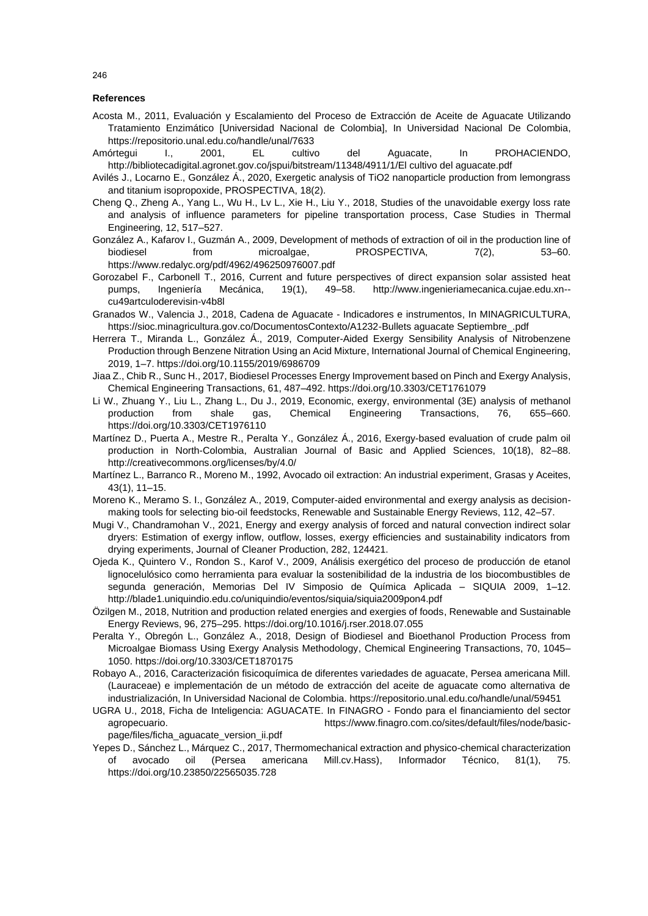**References**

Acosta M., 2011, Evaluación y Escalamiento del Proceso de Extracción de Aceite de Aguacate Utilizando Tratamiento Enzimático [Universidad Nacional de Colombia], In Universidad Nacional De Colombia, https://repositorio.unal.edu.co/handle/unal/7633

Amórtegui I., 2001, EL cultivo del Aguacate, In PROHACIENDO, http://bibliotecadigital.agronet.gov.co/jspui/bitstream/11348/4911/1/El cultivo del aguacate.pdf

Avilés J., Locarno E., González Á., 2020, Exergetic analysis of TiO2 nanoparticle production from lemongrass and titanium isopropoxide, PROSPECTIVA, 18(2).

Cheng Q., Zheng A., Yang L., Wu H., Lv L., Xie H., Liu Y., 2018, Studies of the unavoidable exergy loss rate and analysis of influence parameters for pipeline transportation process, Case Studies in Thermal Engineering, 12, 517–527.

González A., Kafarov I., Guzmán A., 2009, Development of methods of extraction of oil in the production line of biodiesel from microalgae, PROSPECTIVA, 7(2), 53–60. https://www.redalyc.org/pdf/4962/496250976007.pdf

Gorozabel F., Carbonell T., 2016, Current and future perspectives of direct expansion solar assisted heat pumps, Ingeniería Mecánica, 19(1), 49–58. http://www.ingenieriamecanica.cujae.edu.xn--cu49artculoderevisin-v4b8l

Granados W., Valencia J., 2018, Cadena de Aguacate - Indicadores e instrumentos, In MINAGRICULTURA, https://sioc.minagricultura.gov.co/DocumentosContexto/A1232-Bullets aguacate Septiembre_.pdf

Herrera T., Miranda L., González Á., 2019, Computer-Aided Exergy Sensibility Analysis of Nitrobenzene Production through Benzene Nitration Using an Acid Mixture, International Journal of Chemical Engineering, 2019, 1–7. https://doi.org/10.1155/2019/6986709

Jiaa Z., Chib R., Sunc H., 2017, Biodiesel Processes Energy Improvement based on Pinch and Exergy Analysis, Chemical Engineering Transactions, 61, 487–492. https://doi.org/10.3303/CET1761079

Li W., Zhuang Y., Liu L., Zhang L., Du J., 2019, Economic, exergy, environmental (3E) analysis of methanol production from shale gas, Chemical Engineering Transactions, 76, 655–660. https://doi.org/10.3303/CET1976110

Martínez D., Puerta A., Mestre R., Peralta Y., González Á., 2016, Exergy-based evaluation of crude palm oil production in North-Colombia, Australian Journal of Basic and Applied Sciences, 10(18), 82–88. http://creativecommons.org/licenses/by/4.0/

Martínez L., Barranco R., Moreno M., 1992, Avocado oil extraction: An industrial experiment, Grasas y Aceites, 43(1), 11–15.

Moreno K., Meramo S. I., González A., 2019, Computer-aided environmental and exergy analysis as decision-making tools for selecting bio-oil feedstocks, Renewable and Sustainable Energy Reviews, 112, 42–57.

Mugi V., Chandramohan V., 2021, Energy and exergy analysis of forced and natural convection indirect solar dryers: Estimation of exergy inflow, outflow, losses, exergy efficiencies and sustainability indicators from drying experiments, Journal of Cleaner Production, 282, 124421.

Ojeda K., Quintero V., Rondon S., Karof V., 2009, Análisis exergético del proceso de producción de etanol lignocelulósico como herramienta para evaluar la sostenibilidad de la industria de los biocombustibles de segunda generación, Memorias Del IV Simposio de Química Aplicada – SIQUIA 2009, 1–12. http://blade1.uniquindio.edu.co/uniquindio/eventos/siquia/siquia2009pon4.pdf

Özilgen M., 2018, Nutrition and production related energies and exergies of foods, Renewable and Sustainable Energy Reviews, 96, 275–295. https://doi.org/10.1016/j.rser.2018.07.055

Peralta Y., Obregón L., González A., 2018, Design of Biodiesel and Bioethanol Production Process from Microalgae Biomass Using Exergy Analysis Methodology, Chemical Engineering Transactions, 70, 1045–1050. https://doi.org/10.3303/CET1870175

Robayo A., 2016, Caracterización fisicoquímica de diferentes variedades de aguacate, Persea americana Mill. (Lauraceae) e implementación de un método de extracción del aceite de aguacate como alternativa de industrialización, In Universidad Nacional de Colombia. https://repositorio.unal.edu.co/handle/unal/59451

UGRA U., 2018, Ficha de Inteligencia: AGUACATE. In FINAGRO - Fondo para el financiamiento del sector agropecuario. https://www.finagro.com.co/sites/default/files/node/basic-page/files/ficha_aguacate_version_ii.pdf

Yepes D., Sánchez L., Márquez C., 2017, Thermomechanical extraction and physico-chemical characterization of avocado oil (Persea americana Mill.cv.Hass), Informador Técnico, 81(1), 75. https://doi.org/10.23850/22565035.728